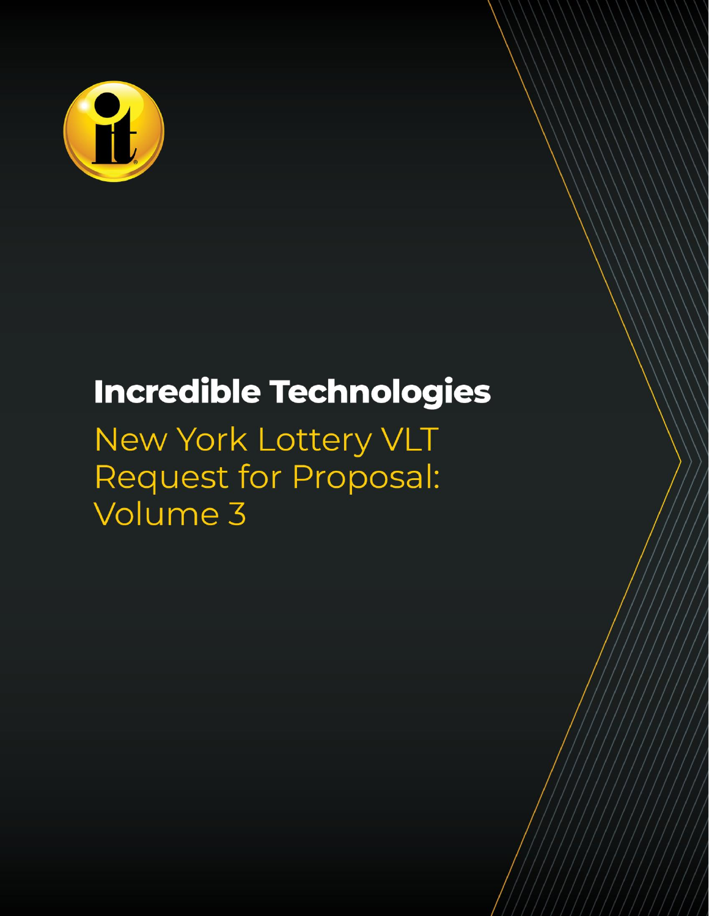# Incredible Technologies

## New York Lottery VLT Request for Proposal: Volume 3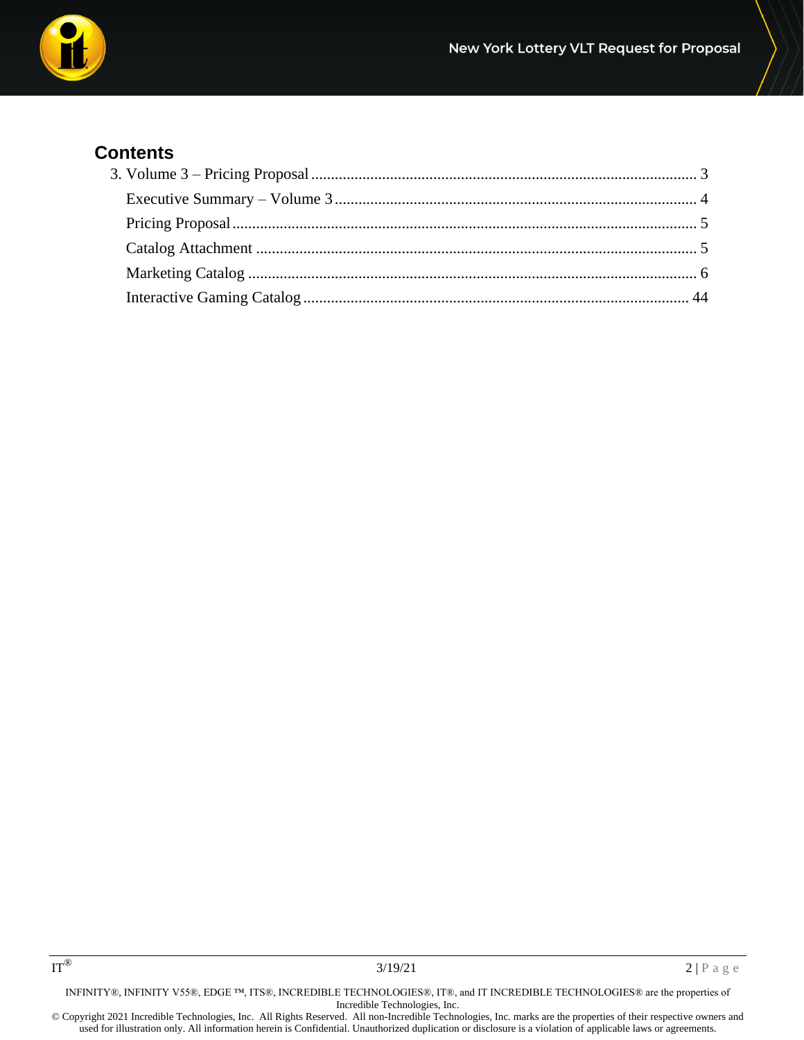## Contents

- 3. Volume 3 – Pricing Proposal ........ 3
  - Executive Summary – Volume 3 ........ 4
  - Pricing Proposal ........ 5
  - Catalog Attachment ........ 5
  - Marketing Catalog ........ 6
  - Interactive Gaming Catalog ........ 44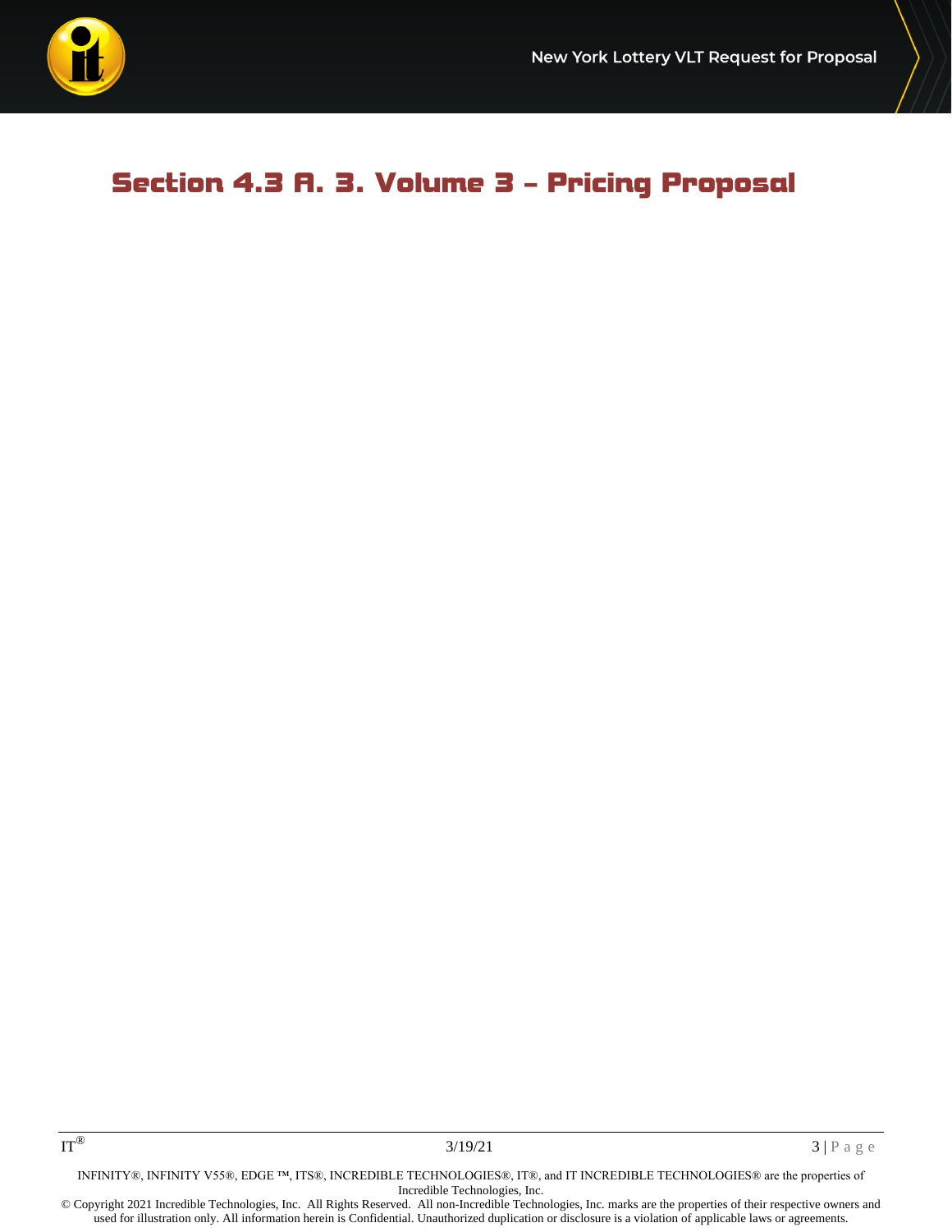# Section 4.3 A. 3. Volume 3 – Pricing Proposal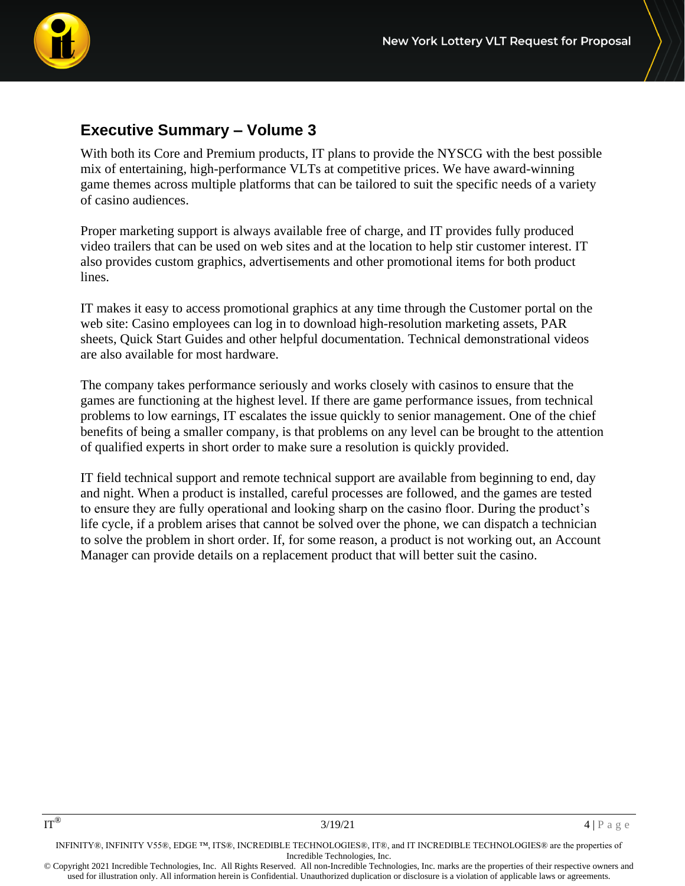## Executive Summary – Volume 3

With both its Core and Premium products, IT plans to provide the NYSCG with the best possible mix of entertaining, high-performance VLTs at competitive prices. We have award-winning game themes across multiple platforms that can be tailored to suit the specific needs of a variety of casino audiences.

Proper marketing support is always available free of charge, and IT provides fully produced video trailers that can be used on web sites and at the location to help stir customer interest. IT also provides custom graphics, advertisements and other promotional items for both product lines.

IT makes it easy to access promotional graphics at any time through the Customer portal on the web site: Casino employees can log in to download high-resolution marketing assets, PAR sheets, Quick Start Guides and other helpful documentation. Technical demonstrational videos are also available for most hardware.

The company takes performance seriously and works closely with casinos to ensure that the games are functioning at the highest level. If there are game performance issues, from technical problems to low earnings, IT escalates the issue quickly to senior management. One of the chief benefits of being a smaller company, is that problems on any level can be brought to the attention of qualified experts in short order to make sure a resolution is quickly provided.

IT field technical support and remote technical support are available from beginning to end, day and night. When a product is installed, careful processes are followed, and the games are tested to ensure they are fully operational and looking sharp on the casino floor. During the product's life cycle, if a problem arises that cannot be solved over the phone, we can dispatch a technician to solve the problem in short order. If, for some reason, a product is not working out, an Account Manager can provide details on a replacement product that will better suit the casino.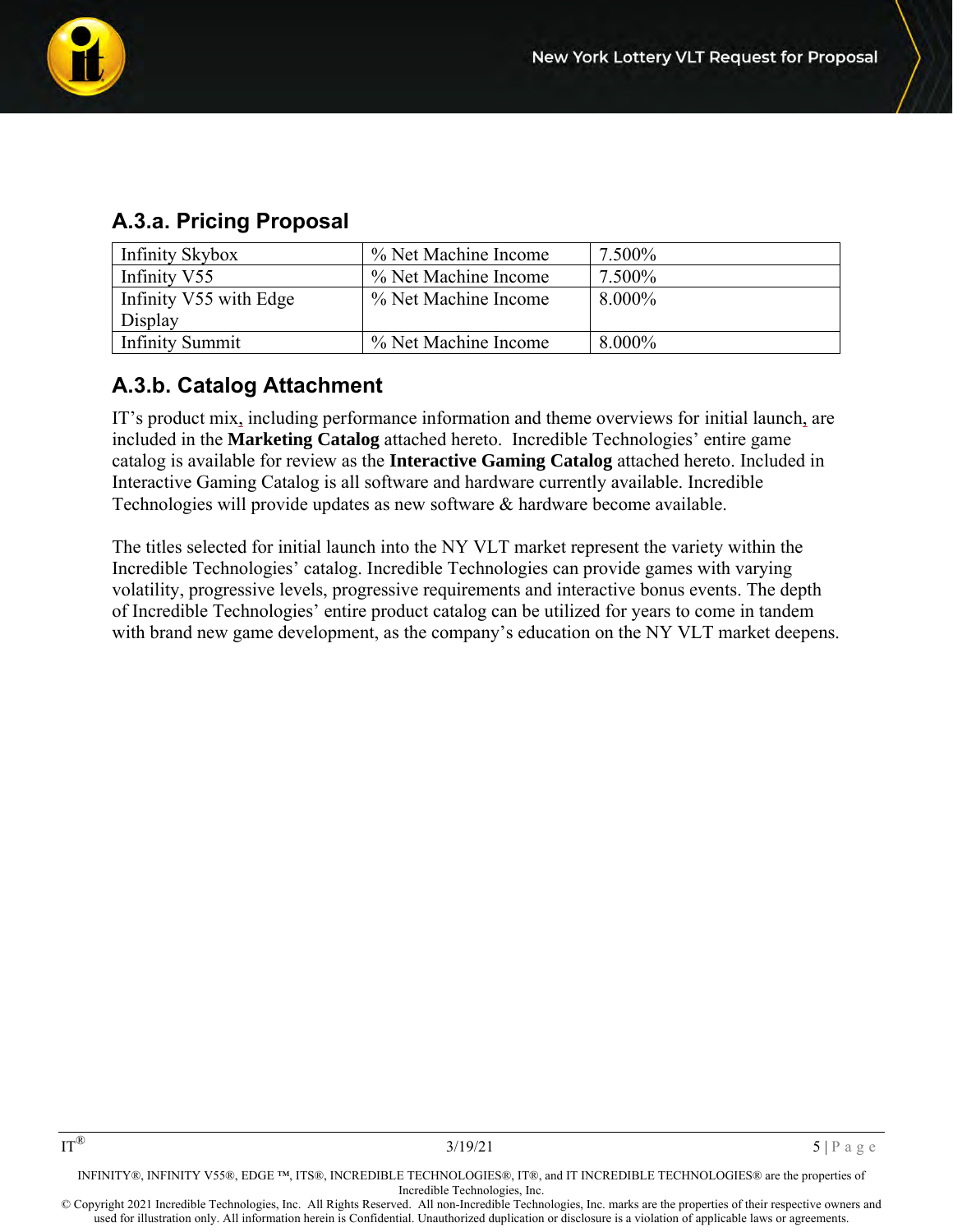## A.3.a. Pricing Proposal

| Infinity Skybox | % Net Machine Income | 7.500% |
|---|---|---|
| Infinity V55 | % Net Machine Income | 7.500% |
| Infinity V55 with Edge Display | % Net Machine Income | 8.000% |
| Infinity Summit | % Net Machine Income | 8.000% |

## A.3.b. Catalog Attachment

IT's product mix, including performance information and theme overviews for initial launch, are included in the **Marketing Catalog** attached hereto. Incredible Technologies' entire game catalog is available for review as the **Interactive Gaming Catalog** attached hereto. Included in Interactive Gaming Catalog is all software and hardware currently available. Incredible Technologies will provide updates as new software & hardware become available.

The titles selected for initial launch into the NY VLT market represent the variety within the Incredible Technologies' catalog. Incredible Technologies can provide games with varying volatility, progressive levels, progressive requirements and interactive bonus events. The depth of Incredible Technologies' entire product catalog can be utilized for years to come in tandem with brand new game development, as the company's education on the NY VLT market deepens.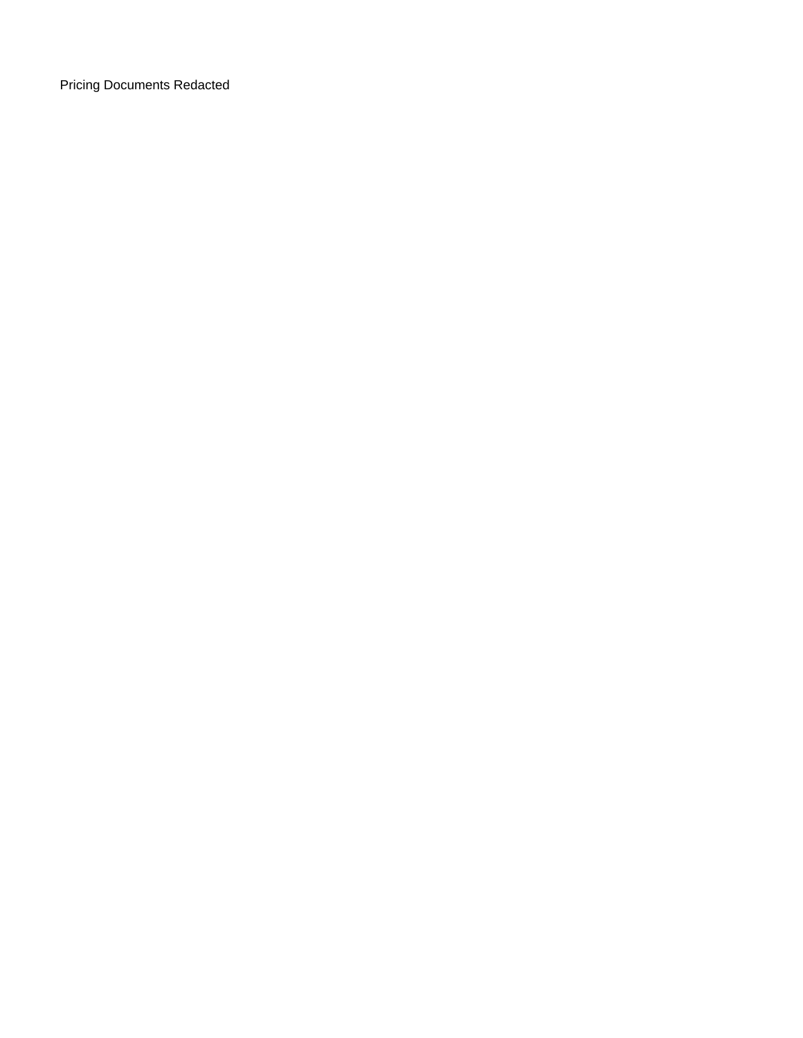Pricing Documents Redacted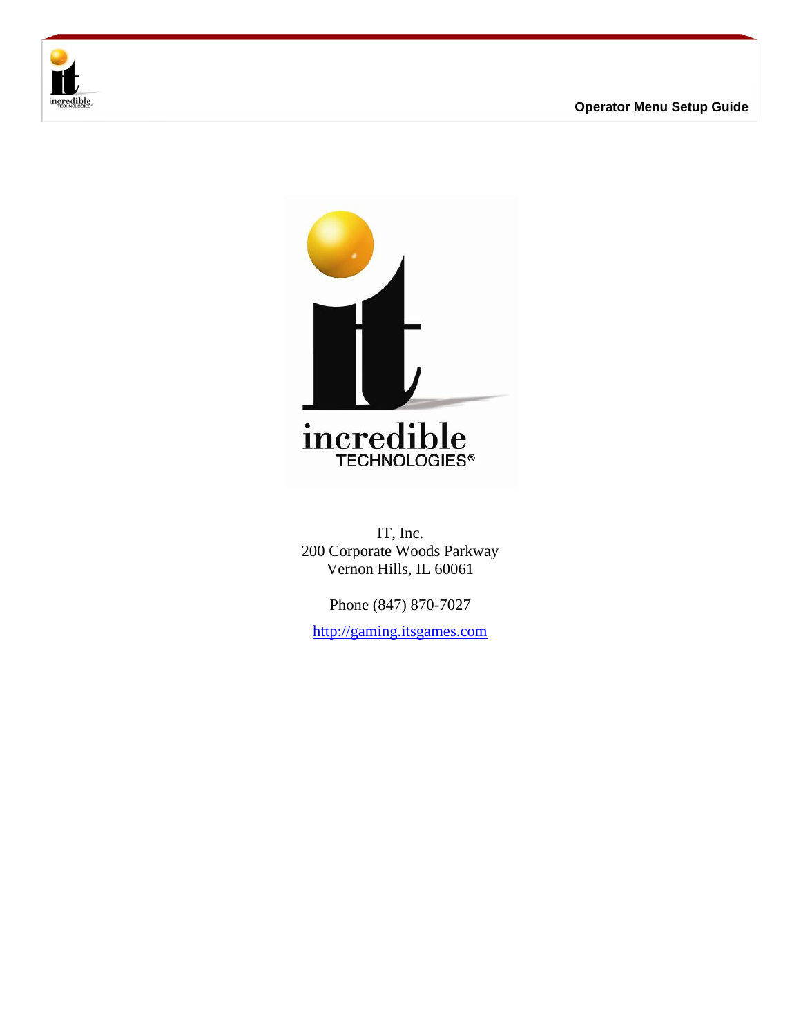IT, Inc.
200 Corporate Woods Parkway
Vernon Hills, IL 60061

Phone (847) 870-7027

http://gaming.itsgames.com